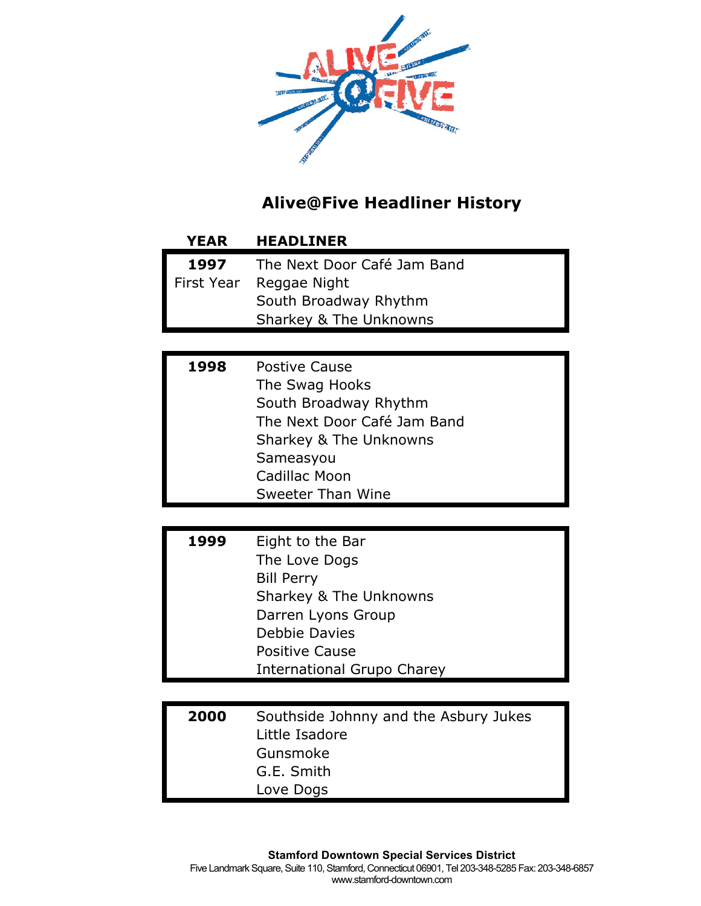# Alive@Five Headliner History

| YEAR | HEADLINER |
|---|---|
| **1997** First Year | The Next Door Café Jam Band |
| | Reggae Night |
| | South Broadway Rhythm |
| | Sharkey & The Unknowns |
| **1998** | Postive Cause |
| | The Swag Hooks |
| | South Broadway Rhythm |
| | The Next Door Café Jam Band |
| | Sharkey & The Unknowns |
| | Sameasyou |
| | Cadillac Moon |
| | Sweeter Than Wine |
| **1999** | Eight to the Bar |
| | The Love Dogs |
| | Bill Perry |
| | Sharkey & The Unknowns |
| | Darren Lyons Group |
| | Debbie Davies |
| | Positive Cause |
| | International Grupo Charey |
| **2000** | Southside Johnny and the Asbury Jukes |
| | Little Isadore |
| | Gunsmoke |
| | G.E. Smith |
| | Love Dogs |

**Stamford Downtown Special Services District**
Five Landmark Square, Suite 110, Stamford, Connecticut 06901, Tel 203-348-5285 Fax: 203-348-6857
www.stamford-downtown.com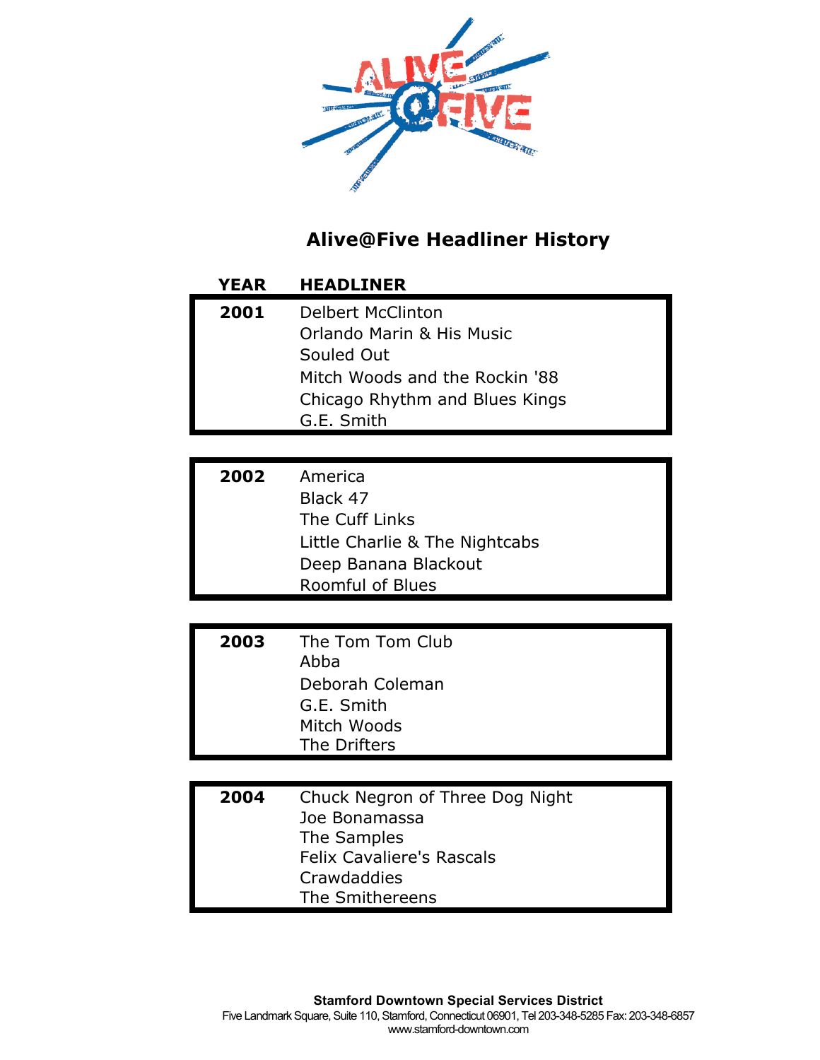## Alive@Five Headliner History

| YEAR | HEADLINER |
|---|---|
| 2001 | Delbert McClinton |
| | Orlando Marin & His Music |
| | Souled Out |
| | Mitch Woods and the Rockin '88 |
| | Chicago Rhythm and Blues Kings |
| | G.E. Smith |
| 2002 | America |
| | Black 47 |
| | The Cuff Links |
| | Little Charlie & The Nightcabs |
| | Deep Banana Blackout |
| | Roomful of Blues |
| 2003 | The Tom Tom Club |
| | Abba |
| | Deborah Coleman |
| | G.E. Smith |
| | Mitch Woods |
| | The Drifters |
| 2004 | Chuck Negron of Three Dog Night |
| | Joe Bonamassa |
| | The Samples |
| | Felix Cavaliere's Rascals |
| | Crawdaddies |
| | The Smithereens |

**Stamford Downtown Special Services District**
Five Landmark Square, Suite 110, Stamford, Connecticut 06901, Tel 203-348-5285 Fax: 203-348-6857
www.stamford-downtown.com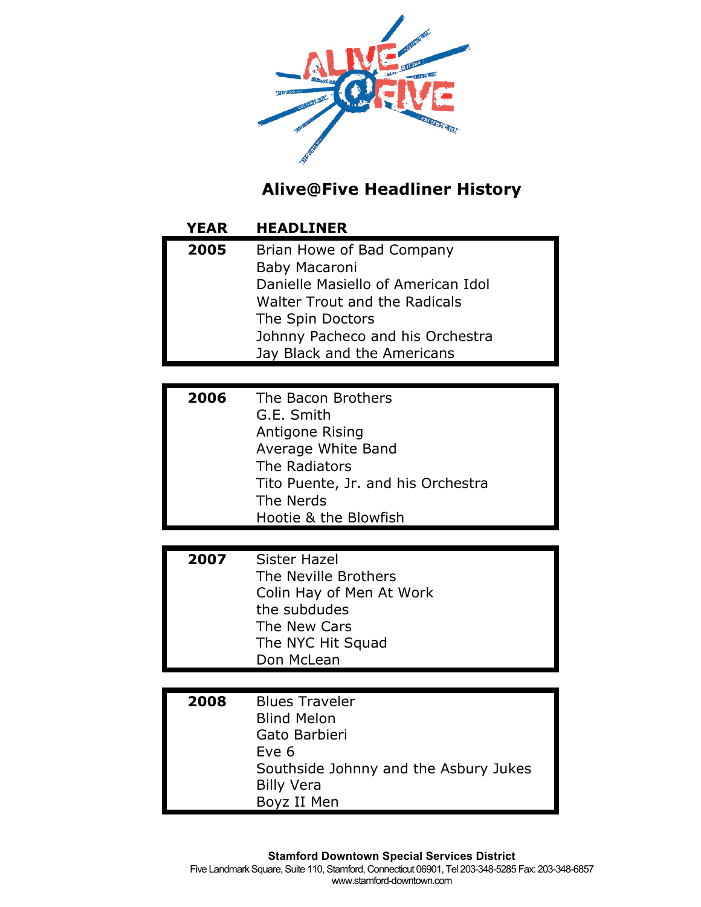# Alive@Five Headliner History

| YEAR | HEADLINER |
|---|---|
| 2005 | Brian Howe of Bad Company |
| | Baby Macaroni |
| | Danielle Masiello of American Idol |
| | Walter Trout and the Radicals |
| | The Spin Doctors |
| | Johnny Pacheco and his Orchestra |
| | Jay Black and the Americans |
| 2006 | The Bacon Brothers |
| | G.E. Smith |
| | Antigone Rising |
| | Average White Band |
| | The Radiators |
| | Tito Puente, Jr. and his Orchestra |
| | The Nerds |
| | Hootie & the Blowfish |
| 2007 | Sister Hazel |
| | The Neville Brothers |
| | Colin Hay of Men At Work |
| | the subdudes |
| | The New Cars |
| | The NYC Hit Squad |
| | Don McLean |
| 2008 | Blues Traveler |
| | Blind Melon |
| | Gato Barbieri |
| | Eve 6 |
| | Southside Johnny and the Asbury Jukes |
| | Billy Vera |
| | Boyz II Men |

**Stamford Downtown Special Services District**
Five Landmark Square, Suite 110, Stamford, Connecticut 06901, Tel 203-348-5285 Fax: 203-348-6857
www.stamford-downtown.com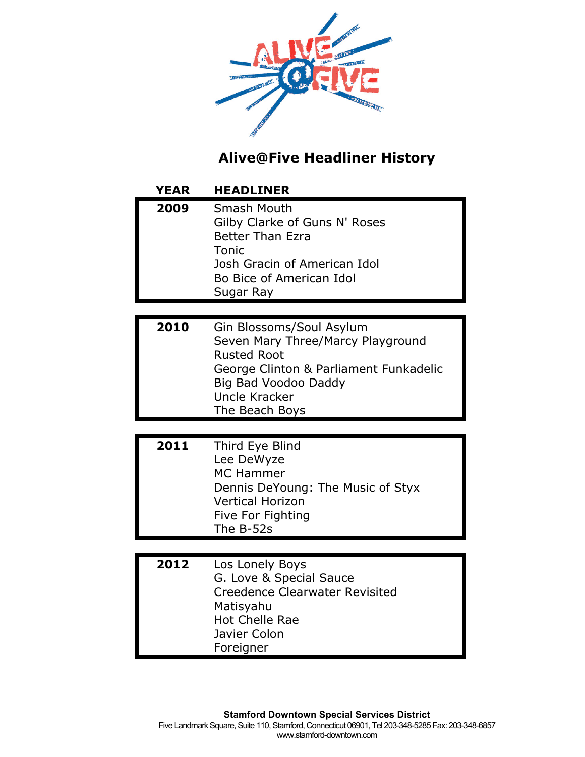# Alive@Five Headliner History

| YEAR | HEADLINER |
|---|---|
| 2009 | Smash Mouth<br>Gilby Clarke of Guns N' Roses<br>Better Than Ezra<br>Tonic<br>Josh Gracin of American Idol<br>Bo Bice of American Idol<br>Sugar Ray |
| 2010 | Gin Blossoms/Soul Asylum<br>Seven Mary Three/Marcy Playground<br>Rusted Root<br>George Clinton & Parliament Funkadelic<br>Big Bad Voodoo Daddy<br>Uncle Kracker<br>The Beach Boys |
| 2011 | Third Eye Blind<br>Lee DeWyze<br>MC Hammer<br>Dennis DeYoung: The Music of Styx<br>Vertical Horizon<br>Five For Fighting<br>The B-52s |
| 2012 | Los Lonely Boys<br>G. Love & Special Sauce<br>Creedence Clearwater Revisited<br>Matisyahu<br>Hot Chelle Rae<br>Javier Colon<br>Foreigner |

**Stamford Downtown Special Services District**
Five Landmark Square, Suite 110, Stamford, Connecticut 06901, Tel 203-348-5285 Fax: 203-348-6857
www.stamford-downtown.com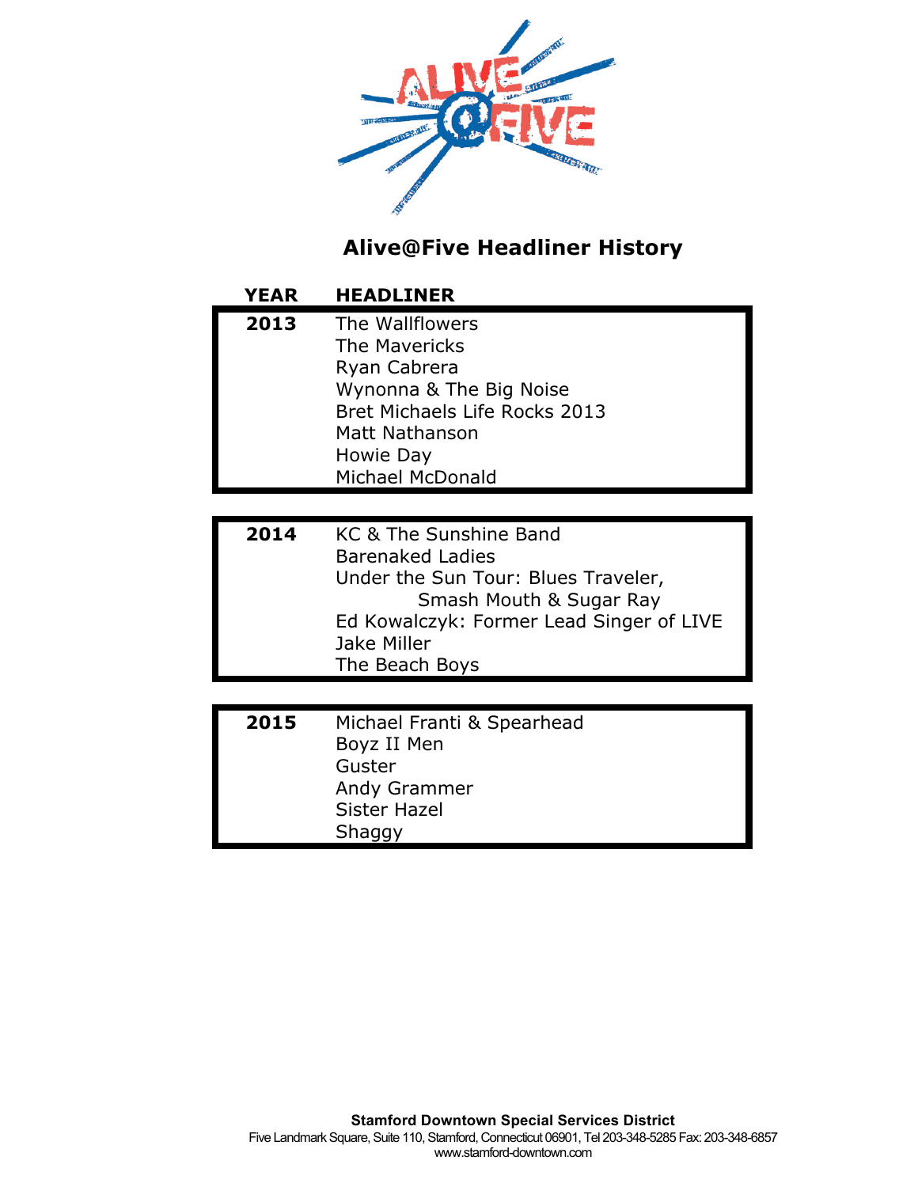## Alive@Five Headliner History

| YEAR | HEADLINER |
|---|---|
| 2013 | The Wallflowers |
| | The Mavericks |
| | Ryan Cabrera |
| | Wynonna & The Big Noise |
| | Bret Michaels Life Rocks 2013 |
| | Matt Nathanson |
| | Howie Day |
| | Michael McDonald |
| 2014 | KC & The Sunshine Band |
| | Barenaked Ladies |
| | Under the Sun Tour: Blues Traveler, Smash Mouth & Sugar Ray |
| | Ed Kowalczyk: Former Lead Singer of LIVE |
| | Jake Miller |
| | The Beach Boys |
| 2015 | Michael Franti & Spearhead |
| | Boyz II Men |
| | Guster |
| | Andy Grammer |
| | Sister Hazel |
| | Shaggy |

**Stamford Downtown Special Services District**
Five Landmark Square, Suite 110, Stamford, Connecticut 06901, Tel 203-348-5285 Fax: 203-348-6857
www.stamford-downtown.com